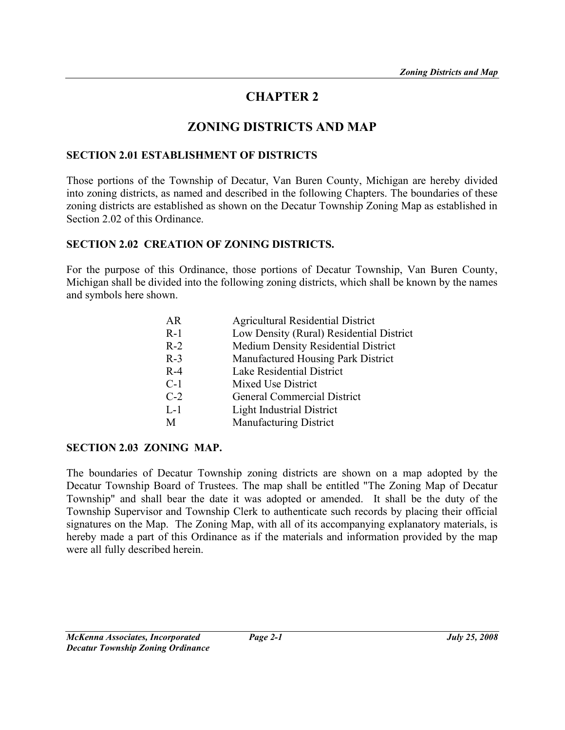# CHAPTER 2

# ZONING DISTRICTS AND MAP

### SECTION 2.01 ESTABLISHMENT OF DISTRICTS

Those portions of the Township of Decatur, Van Buren County, Michigan are hereby divided into zoning districts, as named and described in the following Chapters. The boundaries of these zoning districts are established as shown on the Decatur Township Zoning Map as established in Section 2.02 of this Ordinance.

### SECTION 2.02 CREATION OF ZONING DISTRICTS.

For the purpose of this Ordinance, those portions of Decatur Township, Van Buren County, Michigan shall be divided into the following zoning districts, which shall be known by the names and symbols here shown.

| | |
|---|---|
| AR | Agricultural Residential District |
| R-1 | Low Density (Rural) Residential District |
| R-2 | Medium Density Residential District |
| R-3 | Manufactured Housing Park District |
| R-4 | Lake Residential District |
| C-1 | Mixed Use District |
| C-2 | General Commercial District |
| L-1 | Light Industrial District |
| M | Manufacturing District |

### SECTION 2.03 ZONING MAP.

The boundaries of Decatur Township zoning districts are shown on a map adopted by the Decatur Township Board of Trustees. The map shall be entitled "The Zoning Map of Decatur Township" and shall bear the date it was adopted or amended. It shall be the duty of the Township Supervisor and Township Clerk to authenticate such records by placing their official signatures on the Map. The Zoning Map, with all of its accompanying explanatory materials, is hereby made a part of this Ordinance as if the materials and information provided by the map were all fully described herein.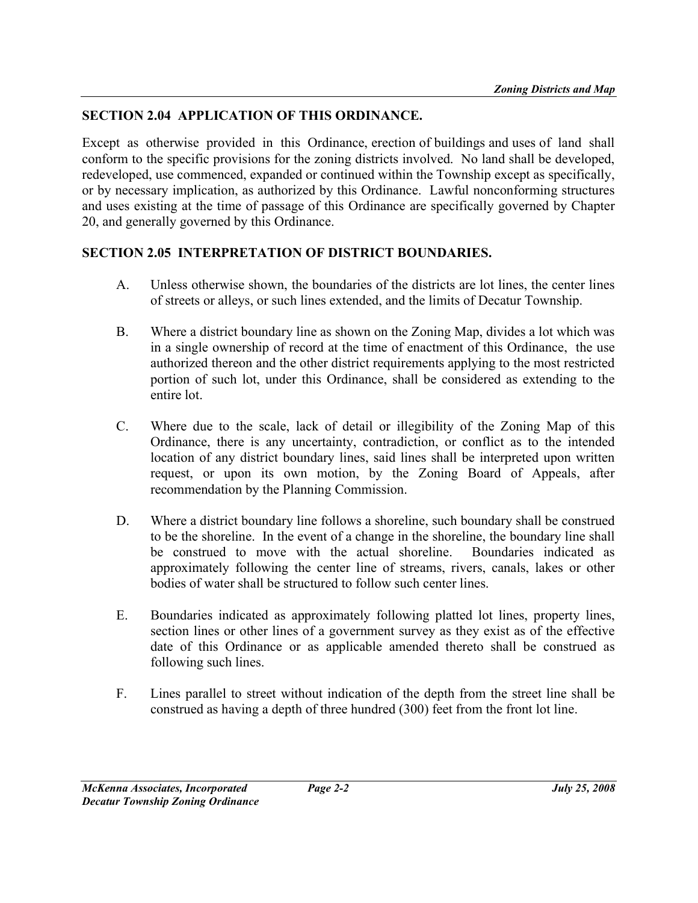## SECTION 2.04 APPLICATION OF THIS ORDINANCE.

Except as otherwise provided in this Ordinance, erection of buildings and uses of land shall conform to the specific provisions for the zoning districts involved. No land shall be developed, redeveloped, use commenced, expanded or continued within the Township except as specifically, or by necessary implication, as authorized by this Ordinance. Lawful nonconforming structures and uses existing at the time of passage of this Ordinance are specifically governed by Chapter 20, and generally governed by this Ordinance.

## SECTION 2.05 INTERPRETATION OF DISTRICT BOUNDARIES.

A. Unless otherwise shown, the boundaries of the districts are lot lines, the center lines of streets or alleys, or such lines extended, and the limits of Decatur Township.

B. Where a district boundary line as shown on the Zoning Map, divides a lot which was in a single ownership of record at the time of enactment of this Ordinance, the use authorized thereon and the other district requirements applying to the most restricted portion of such lot, under this Ordinance, shall be considered as extending to the entire lot.

C. Where due to the scale, lack of detail or illegibility of the Zoning Map of this Ordinance, there is any uncertainty, contradiction, or conflict as to the intended location of any district boundary lines, said lines shall be interpreted upon written request, or upon its own motion, by the Zoning Board of Appeals, after recommendation by the Planning Commission.

D. Where a district boundary line follows a shoreline, such boundary shall be construed to be the shoreline. In the event of a change in the shoreline, the boundary line shall be construed to move with the actual shoreline. Boundaries indicated as approximately following the center line of streams, rivers, canals, lakes or other bodies of water shall be structured to follow such center lines.

E. Boundaries indicated as approximately following platted lot lines, property lines, section lines or other lines of a government survey as they exist as of the effective date of this Ordinance or as applicable amended thereto shall be construed as following such lines.

F. Lines parallel to street without indication of the depth from the street line shall be construed as having a depth of three hundred (300) feet from the front lot line.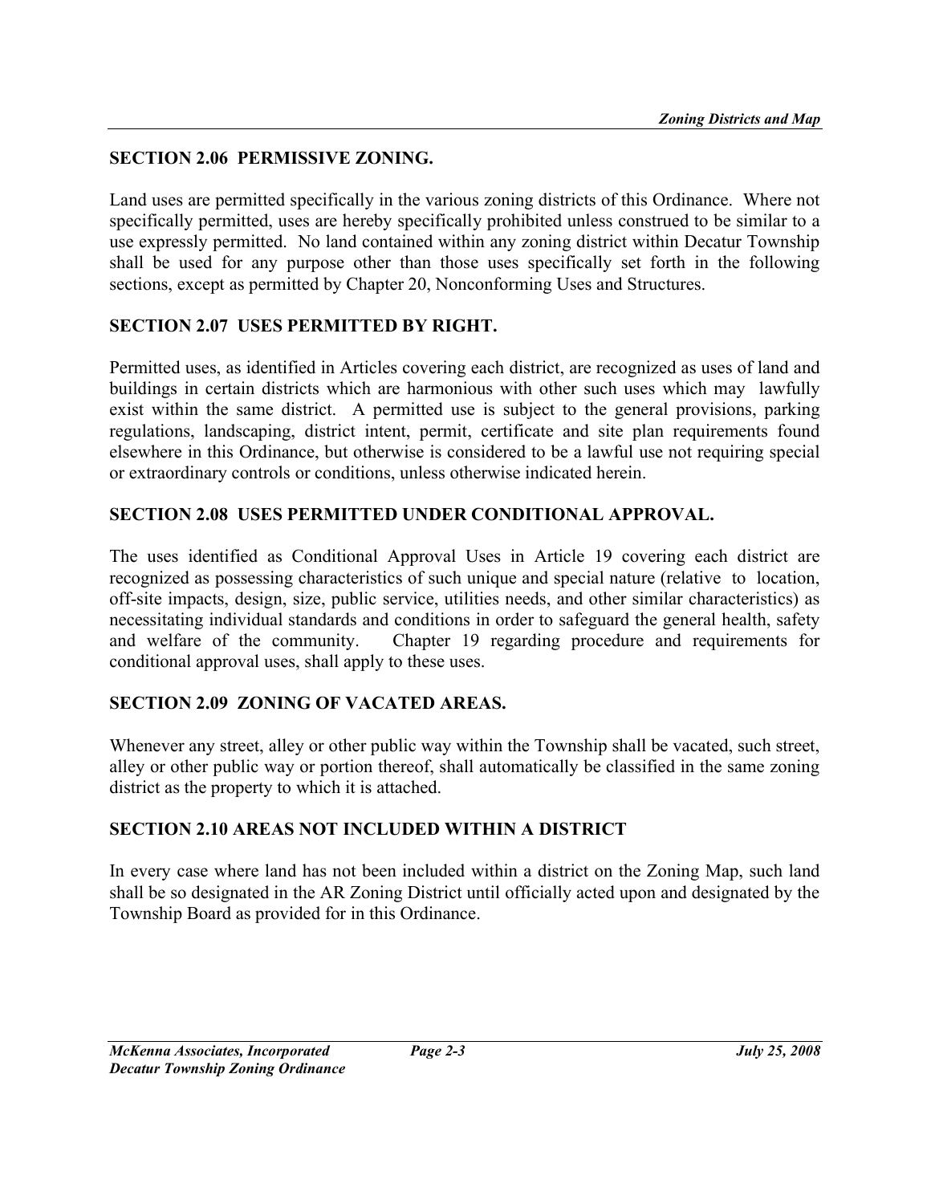## SECTION 2.06 PERMISSIVE ZONING.

Land uses are permitted specifically in the various zoning districts of this Ordinance. Where not specifically permitted, uses are hereby specifically prohibited unless construed to be similar to a use expressly permitted. No land contained within any zoning district within Decatur Township shall be used for any purpose other than those uses specifically set forth in the following sections, except as permitted by Chapter 20, Nonconforming Uses and Structures.

## SECTION 2.07 USES PERMITTED BY RIGHT.

Permitted uses, as identified in Articles covering each district, are recognized as uses of land and buildings in certain districts which are harmonious with other such uses which may lawfully exist within the same district. A permitted use is subject to the general provisions, parking regulations, landscaping, district intent, permit, certificate and site plan requirements found elsewhere in this Ordinance, but otherwise is considered to be a lawful use not requiring special or extraordinary controls or conditions, unless otherwise indicated herein.

## SECTION 2.08 USES PERMITTED UNDER CONDITIONAL APPROVAL.

The uses identified as Conditional Approval Uses in Article 19 covering each district are recognized as possessing characteristics of such unique and special nature (relative to location, off-site impacts, design, size, public service, utilities needs, and other similar characteristics) as necessitating individual standards and conditions in order to safeguard the general health, safety and welfare of the community. Chapter 19 regarding procedure and requirements for conditional approval uses, shall apply to these uses.

## SECTION 2.09 ZONING OF VACATED AREAS.

Whenever any street, alley or other public way within the Township shall be vacated, such street, alley or other public way or portion thereof, shall automatically be classified in the same zoning district as the property to which it is attached.

## SECTION 2.10 AREAS NOT INCLUDED WITHIN A DISTRICT

In every case where land has not been included within a district on the Zoning Map, such land shall be so designated in the AR Zoning District until officially acted upon and designated by the Township Board as provided for in this Ordinance.